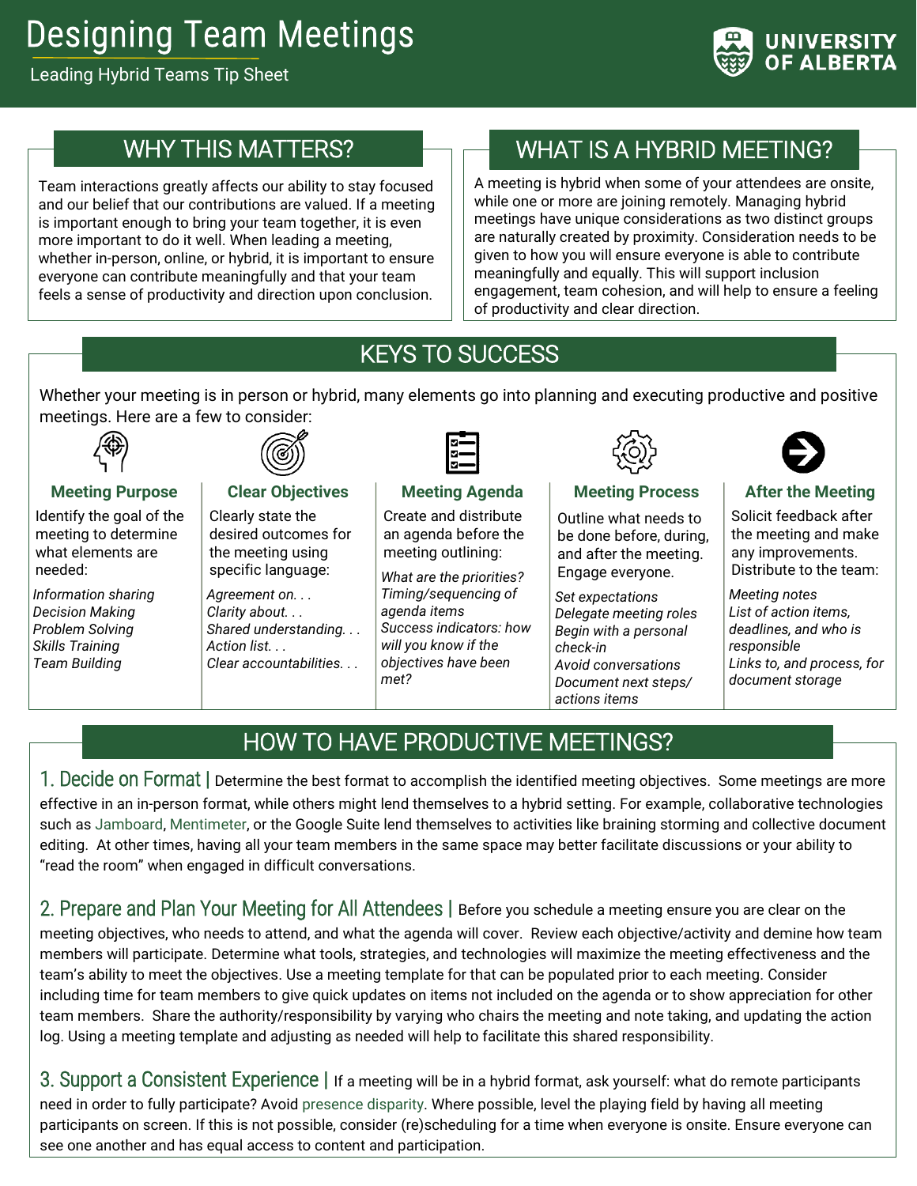# Designing Team Meetings

Leading Hybrid Teams Tip Sheet

UNIVERSITY OF ALBERTA

## WHY THIS MATTERS?

Team interactions greatly affects our ability to stay focused and our belief that our contributions are valued. If a meeting is important enough to bring your team together, it is even more important to do it well. When leading a meeting, whether in-person, online, or hybrid, it is important to ensure everyone can contribute meaningfully and that your team feels a sense of productivity and direction upon conclusion.

## WHAT IS A HYBRID MEETING?

A meeting is hybrid when some of your attendees are onsite, while one or more are joining remotely. Managing hybrid meetings have unique considerations as two distinct groups are naturally created by proximity. Consideration needs to be given to how you will ensure everyone is able to contribute meaningfully and equally. This will support inclusion engagement, team cohesion, and will help to ensure a feeling of productivity and clear direction.

## KEYS TO SUCCESS

Whether your meeting is in person or hybrid, many elements go into planning and executing productive and positive meetings. Here are a few to consider:

### Meeting Purpose

Identify the goal of the meeting to determine what elements are needed:

*Information sharing*
*Decision Making*
*Problem Solving*
*Skills Training*
*Team Building*

### Clear Objectives

Clearly state the desired outcomes for the meeting using specific language:

*Agreement on. . .*
*Clarity about. . .*
*Shared understanding. . .*
*Action list. . .*
*Clear accountabilities. . .*

### Meeting Agenda

Create and distribute an agenda before the meeting outlining:

*What are the priorities?*
*Timing/sequencing of agenda items*
*Success indicators: how will you know if the objectives have been met?*

### Meeting Process

Outline what needs to be done before, during, and after the meeting. Engage everyone.

*Set expectations*
*Delegate meeting roles*
*Begin with a personal check-in*
*Avoid conversations*
*Document next steps/ actions items*

### After the Meeting

Solicit feedback after the meeting and make any improvements. Distribute to the team:

*Meeting notes*
*List of action items, deadlines, and who is responsible*
*Links to, and process, for document storage*

## HOW TO HAVE PRODUCTIVE MEETINGS?

**1. Decide on Format |** Determine the best format to accomplish the identified meeting objectives. Some meetings are more effective in an in-person format, while others might lend themselves to a hybrid setting. For example, collaborative technologies such as Jamboard, Mentimeter, or the Google Suite lend themselves to activities like braining storming and collective document editing. At other times, having all your team members in the same space may better facilitate discussions or your ability to "read the room" when engaged in difficult conversations.

**2. Prepare and Plan Your Meeting for All Attendees |** Before you schedule a meeting ensure you are clear on the meeting objectives, who needs to attend, and what the agenda will cover. Review each objective/activity and demine how team members will participate. Determine what tools, strategies, and technologies will maximize the meeting effectiveness and the team's ability to meet the objectives. Use a meeting template for that can be populated prior to each meeting. Consider including time for team members to give quick updates on items not included on the agenda or to show appreciation for other team members. Share the authority/responsibility by varying who chairs the meeting and note taking, and updating the action log. Using a meeting template and adjusting as needed will help to facilitate this shared responsibility.

**3. Support a Consistent Experience |** If a meeting will be in a hybrid format, ask yourself: what do remote participants need in order to fully participate? Avoid presence disparity. Where possible, level the playing field by having all meeting participants on screen. If this is not possible, consider (re)scheduling for a time when everyone is onsite. Ensure everyone can see one another and has equal access to content and participation.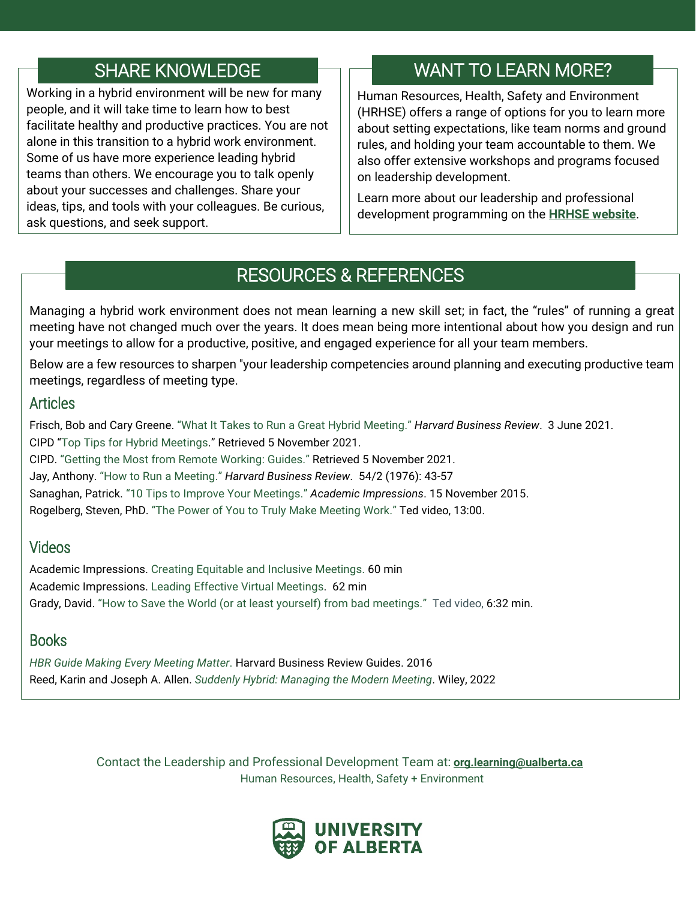## SHARE KNOWLEDGE

Working in a hybrid environment will be new for many people, and it will take time to learn how to best facilitate healthy and productive practices. You are not alone in this transition to a hybrid work environment. Some of us have more experience leading hybrid teams than others. We encourage you to talk openly about your successes and challenges. Share your ideas, tips, and tools with your colleagues. Be curious, ask questions, and seek support.

## WANT TO LEARN MORE?

Human Resources, Health, Safety and Environment (HRHSE) offers a range of options for you to learn more about setting expectations, like team norms and ground rules, and holding your team accountable to them. We also offer extensive workshops and programs focused on leadership development.

Learn more about our leadership and professional development programming on the **HRHSE website**.

## RESOURCES & REFERENCES

Managing a hybrid work environment does not mean learning a new skill set; in fact, the "rules" of running a great meeting have not changed much over the years. It does mean being more intentional about how you design and run your meetings to allow for a productive, positive, and engaged experience for all your team members.

Below are a few resources to sharpen "your leadership competencies around planning and executing productive team meetings, regardless of meeting type.

### Articles

Frisch, Bob and Cary Greene. "What It Takes to Run a Great Hybrid Meeting." *Harvard Business Review*. 3 June 2021.
CIPD "Top Tips for Hybrid Meetings." Retrieved 5 November 2021.
CIPD. "Getting the Most from Remote Working: Guides." Retrieved 5 November 2021.
Jay, Anthony. "How to Run a Meeting." *Harvard Business Review*. 54/2 (1976): 43-57
Sanaghan, Patrick. "10 Tips to Improve Your Meetings." *Academic Impressions*. 15 November 2015.
Rogelberg, Steven, PhD. "The Power of You to Truly Make Meeting Work." Ted video, 13:00.

### Videos

Academic Impressions. Creating Equitable and Inclusive Meetings. 60 min
Academic Impressions. Leading Effective Virtual Meetings. 62 min
Grady, David. "How to Save the World (or at least yourself) from bad meetings." Ted video, 6:32 min.

### Books

*HBR Guide Making Every Meeting Matter*. Harvard Business Review Guides. 2016
Reed, Karin and Joseph A. Allen. *Suddenly Hybrid: Managing the Modern Meeting*. Wiley, 2022

Contact the Leadership and Professional Development Team at: **org.learning@ualberta.ca**
Human Resources, Health, Safety + Environment

UNIVERSITY OF ALBERTA